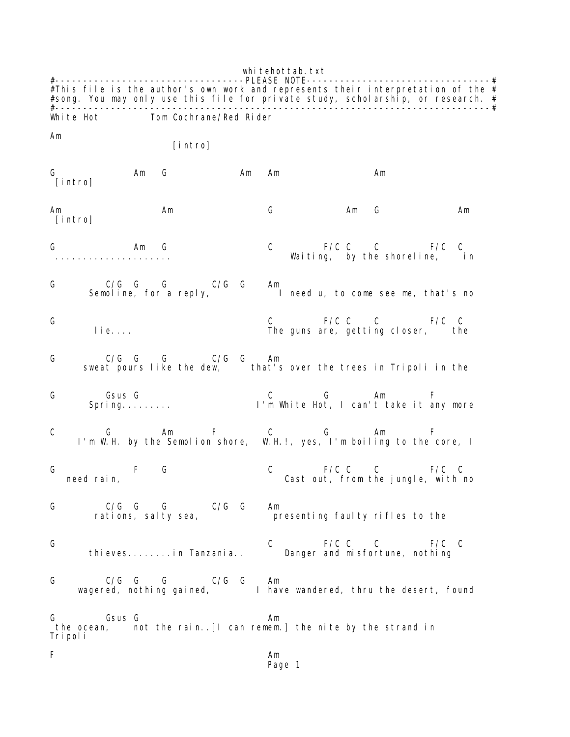```
                                   whitehottab.txt
#---------------------------------PLEASE NOTE---------------------------------#
#This file is the author's own work and represents their interpretation of the #
#song. You may only use this file for private study, scholarship, or research. #
#------------------------------------------------------------------------------#
White Hot          Tom Cochrane/Red Rider

Am
                          [intro]

G              Am   G             Am   Am                 Am
 [intro]

Am                Am                G             Am   G              Am
 [intro]

G              Am   G                 C        F/C C    C         F/C  C
 ....................                     Waiting,  by the shoreline,    in

G        C/G  G    G       C/G  G     Am
      Semoline, for a reply,            I need u, to come see me, that's no

G                                     C        F/C C    C         F/C  C
       lie....                        The guns are, getting closer,    the

G        C/G  G    G       C/G  G    Am
     sweat pours like the dew,     that's over the trees in Tripoli in the

G        Gsus G                       C          G         Am        F
      Spring.........               I'm White Hot, I can't take it any more

C        G          Am       F        C          G         Am        F
    I'm W.H. by the Semolion shore,  W.H.!, yes, I'm boiling to the core, I

G             F    G                  C        F/C C    C         F/C  C
   need rain,                           Cast out, from the jungle, with no

G        C/G  G    G       C/G  G     Am
       rations, salty sea,              presenting faulty rifles to the

G                                     C        F/C C    C         F/C  C
      thieves........in Tanzania..      Danger and misfortune, nothing

G        C/G  G    G       C/G  G     Am
    wagered, nothing gained,        I have wandered, thru the desert, found

G        Gsus G                       Am
 the ocean,    not the rain..[I can remem.] the nite by the strand in
Tripoli

F                                     Am
```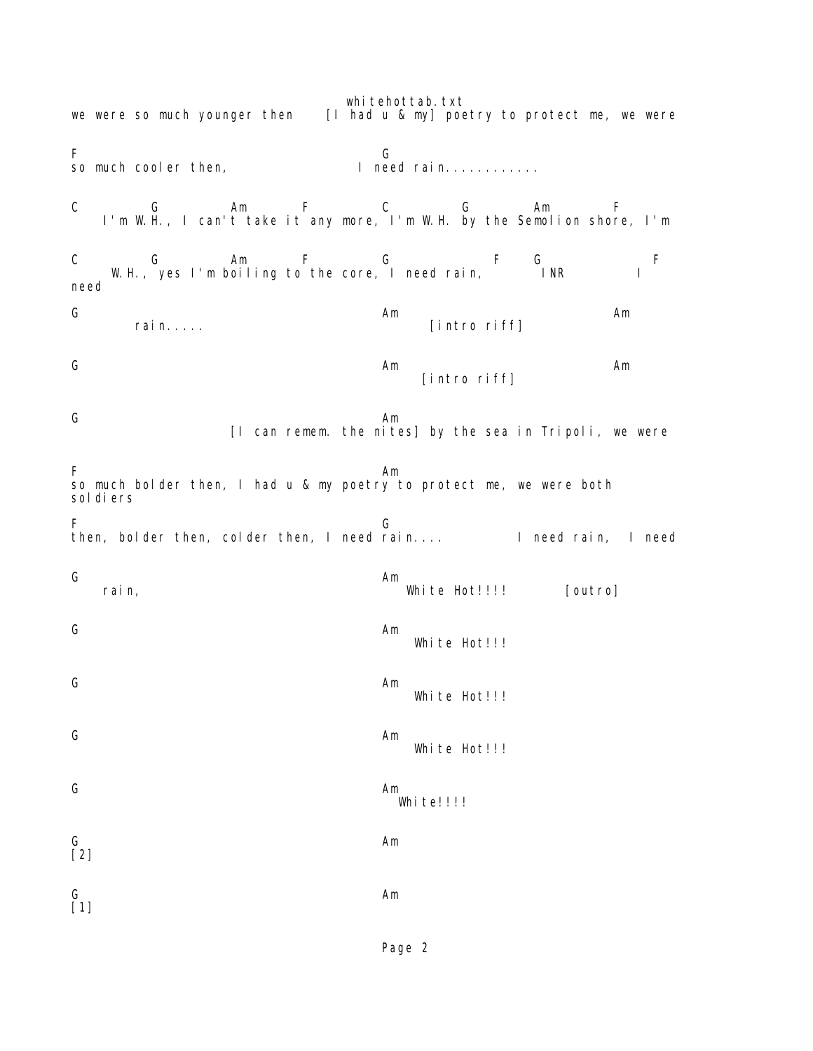```
we were so much younger then    [I had u & my] poetry to protect me, we were

F                                G
so much cooler then,             I need rain............

C        G         Am       F         C        G         Am        F
    I'm W.H., I can't take it any more, I'm W.H. by the Semolion shore, I'm

C        G         Am       F         G             F    G              F
     W.H., yes I'm boiling to the core, I need rain,      INR          I
need

G                                         Am                            Am
        rain.....                                 [intro riff]

G                                         Am                            Am
                                                 [intro riff]

G                                         Am
                     [I can remem. the nites] by the sea in Tripoli, we were

F                                         Am
so much bolder then, I had u & my poetry to protect me, we were both
soldiers

F                                         G
then, bolder then, colder then, I need rain....        I need rain,  I need

G                                         Am
    rain,                                     White Hot!!!!       [outro]

G                                         Am
                                              White Hot!!!

G                                         Am
                                              White Hot!!!

G                                         Am
                                              White Hot!!!

G                                         Am
                                            White!!!!

G                                         Am
[2]

G                                         Am
[1]
```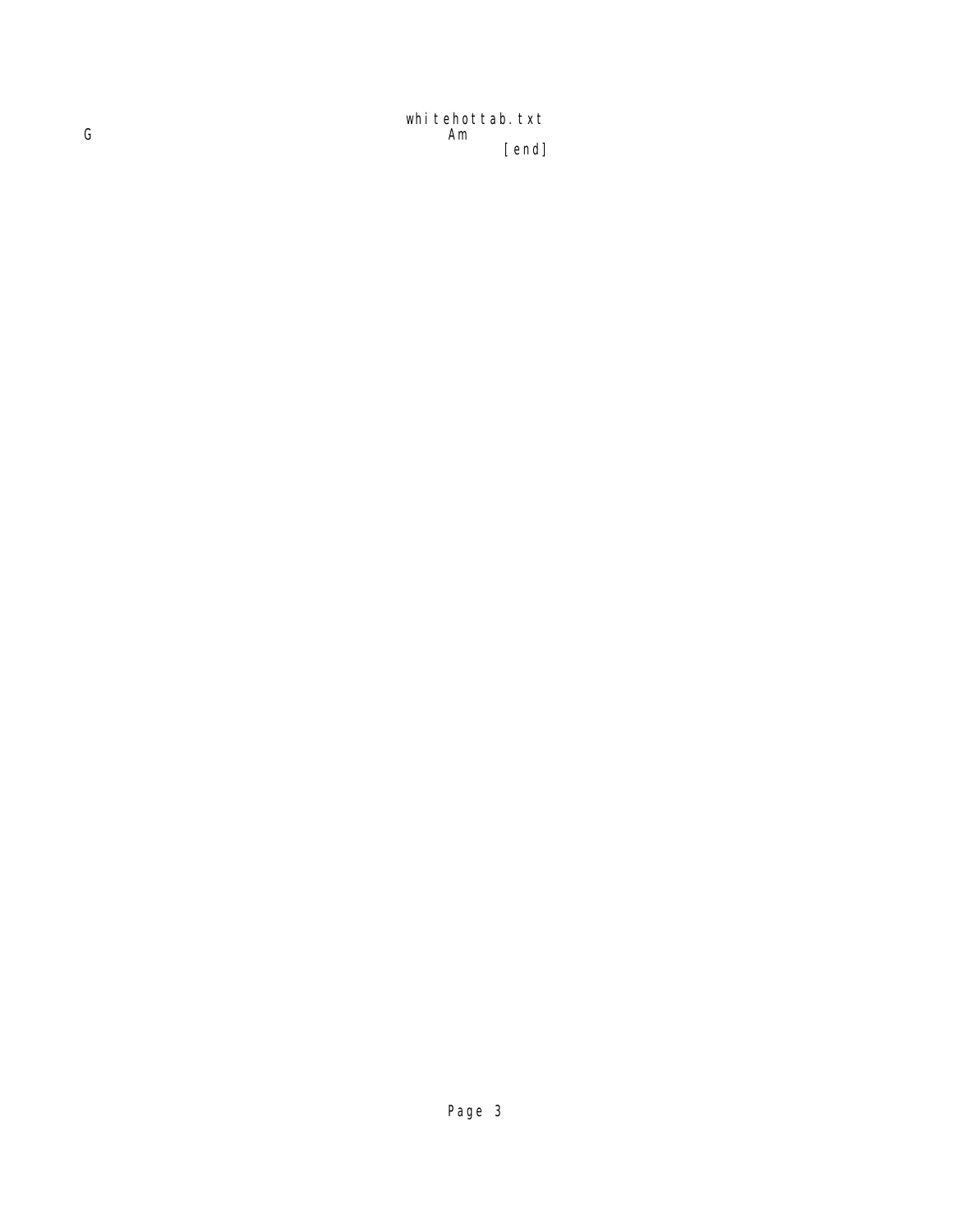```
G                                            Am
                                                    [end]
```